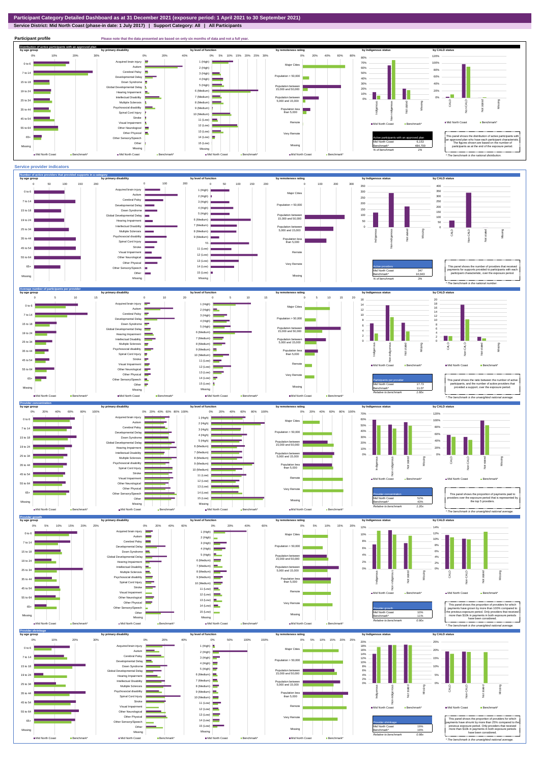# Participant Category Detailed Dashboard as at 31 December 2021 (exposure period: 1 April 2021 to 30 September 2021)

**Service District: Mid North Coast (phase-in date: 1 July 2017) | Support Category: All | All Participants**

## Participant profile

Please note that the data presented are based on only six months of data and not a full year.

### Distribution of active participants with an approved plan

| Active participants with an approved plan | |
|---|---|
| Mid North Coast | 6,153 |
| Benchmark* | 484,700 |
| % of benchmark | 1% |

This panel shows the distribution of active participants with an approved plan who have each participant characteristic. The figures shown are based on the number of participants as at the end of the exposure period.

* The benchmark is the national distribution.

## Service provider indicators

### Number of active providers that provided supports in a category

| Active providers | |
|---|---|
| Mid North Coast | 347 |
| Benchmark* | 10,043 |
| % of benchmark | 3% |

This panel shows the number of providers that received payments for supports provided to participants with each participant characteristic, over the exposure period.

* The benchmark is the national number.

### Average number of participants per provider

| Participants per provider | |
|---|---|
| Mid North Coast | 17.73 |
| Benchmark* | 11.07 |
| Relative to benchmark | 1.60x |

This panel shows the ratio between the number of active participants, and the number of active providers that provided a support, over the exposure period.

* The benchmark is the unweighted national average.

### Provider concentration

| Provider concentration | |
|---|---|
| Mid North Coast | 52% |
| Benchmark* | 43% |
| Relative to benchmark | 1.20x |

This panel shows the proportion of payments paid to providers over the exposure period that is represented by the top 5 providers.

* The benchmark is the unweighted national average.

### Provider growth

| Provider growth | |
|---|---|
| Mid North Coast | 10% |
| Benchmark* | 11% |
| Relative to benchmark | 0.90x |

This panel shows the proportion of providers for which payments have grown by more than 100% compared to the previous exposure period. Only providers that received more than $10k in payments in both exposure periods have been considered.

* The benchmark is the unweighted national average.

### Provider shrinkage

| Provider shrinkage | |
|---|---|
| Mid North Coast | 19% |
| Benchmark* | 19% |
| Relative to benchmark | 0.98x |

This panel shows the proportion of providers for which payments have shrunk by more than 25% compared to the previous exposure period. Only providers that received more than $10k in payments in both exposure periods have been considered.

* The benchmark is the unweighted national average.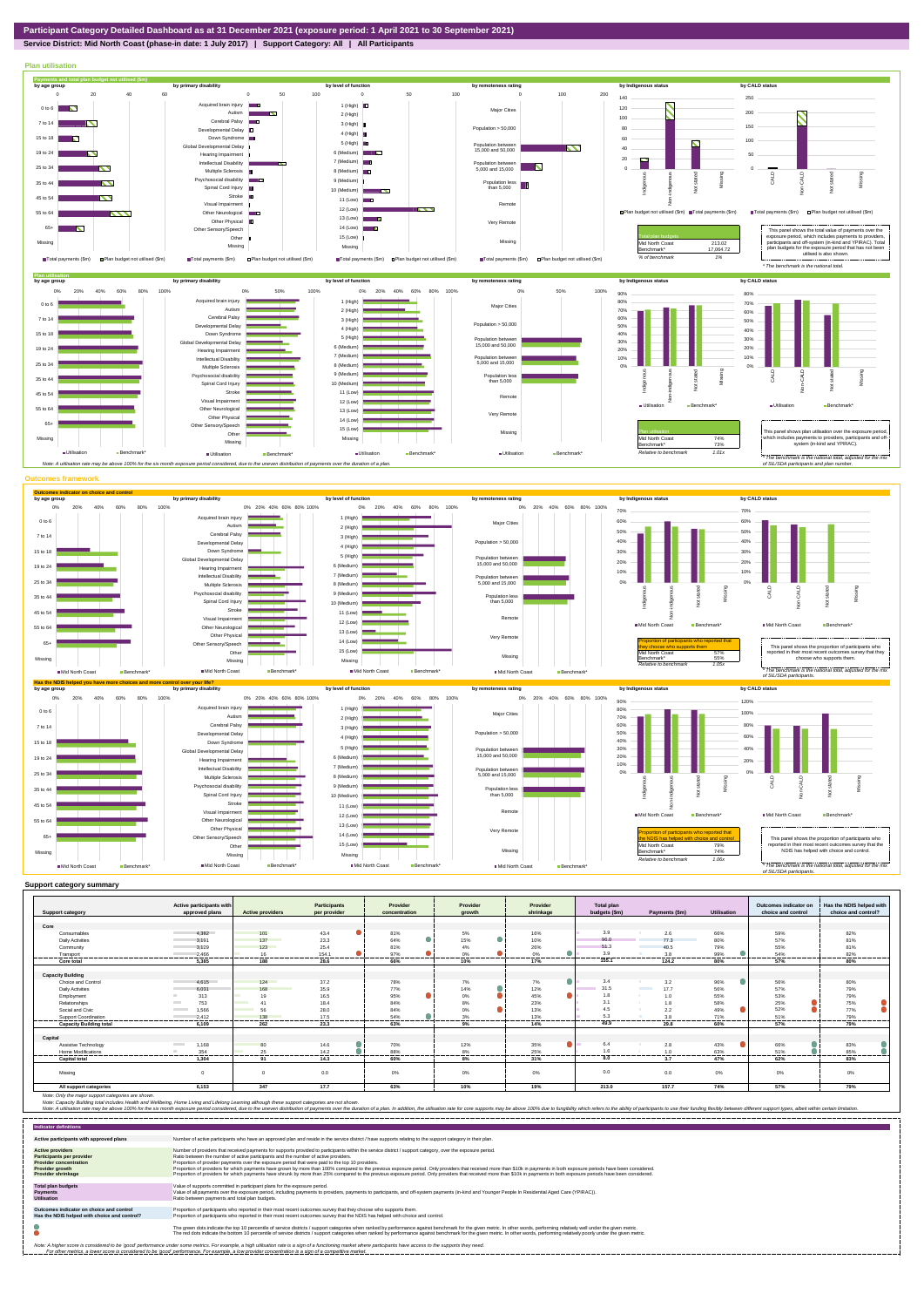# Participant Category Detailed Dashboard as at 31 December 2021 (exposure period: 1 April 2021 to 30 September 2021)

**Service District: Mid North Coast (phase-in date: 1 July 2017) | Support Category: All | All Participants**

## Plan utilisation

### Payments and total plan budget not utilised ($m)

| Total plan budgets | |
|---|---|
| Mid North Coast | 213.02 |
| Benchmark* | 17,064.72 |
| % of benchmark | 1% |

This panel shows the total value of payments over the exposure period, which includes payments to providers, participants and off-system (in-kind and YPIRAC). Total plan budgets for the exposure period that has not been utilised is also shown.

* The benchmark is the national total.

### Plan utilisation

| Plan utilisation | |
|---|---|
| Mid North Coast | 74% |
| Benchmark* | 73% |
| Relative to benchmark | 1.01x |

This panel shows plan utilisation over the exposure period, which includes payments to providers, participants and off-system (in-kind and YPIRAC).

* The benchmark is the national total, adjusted for the mix of SIL/SDA participants and plan number.

Note: A utilisation rate may be above 100% for the six month exposure period considered, due to the uneven distribution of payments over the duration of a plan.

## Outcomes framework

### Outcomes indicator on choice and control

| Proportion of participants who reported that they choose who supports them | |
|---|---|
| Mid North Coast | 57% |
| Benchmark* | 55% |
| Relative to benchmark | 1.05x |

This panel shows the proportion of participants who reported in their most recent outcomes survey that they choose who supports them.

* The benchmark is the national total, adjusted for the mix of SIL/SDA participants.

### Has the NDIS helped you have more choices and more control over your life?

| Proportion of participants who reported that the NDIS has helped with choice and control | |
|---|---|
| Mid North Coast | 79% |
| Benchmark* | 74% |
| Relative to benchmark | 1.06x |

This panel shows the proportion of participants who reported in their most recent outcomes survey that the NDIS has helped with choice and control.

* The benchmark is the national total, adjusted for the mix of SIL/SDA participants.

## Support category summary

| Support category | Active participants with approved plans | Active providers | Participants per provider | Provider concentration | Provider growth | Provider shrinkage | Total plan budgets ($m) | Payments ($m) | Utilisation | Outcomes indicator on choice and control | Has the NDIS helped with choice and control? |
|---|---|---|---|---|---|---|---|---|---|---|---|
| **Core** | | | | | | | | | | | |
| Consumables | 4,382 | 101 | 43.4 | 81% | 5% | 10% | 3.9 | 2.6 | 66% | 59% | 82% |
| Daily Activities | 3,191 | 137 | 23.3 | 64% | 15% | 10% | 96.0 | 77.3 | 80% | 57% | 81% |
| Community | 3,119 | 123 | 25.4 | 81% | 4% | 26% | 51.3 | 40.5 | 79% | 55% | 81% |
| Transport | 2,466 | 16 | 154.1 | 97% | 0% | 0% | 3.9 | 3.8 | 99% | 54% | 82% |
| **Core total** | **5,385** | **190** | **28.6** | **66%** | **10%** | **17%** | **155.1** | **124.2** | **80%** | **57%** | **80%** |
| **Capacity Building** | | | | | | | | | | | |
| Choice and Control | 4,615 | 124 | 37.2 | 78% | 7% | 7% | 3.4 | 3.2 | 96% | 56% | 80% |
| Daily Activities | 6,031 | 168 | 35.9 | 77% | 14% | 12% | 31.5 | 17.7 | 56% | 57% | 79% |
| Employment | 313 | 19 | 16.5 | 95% | 0% | 45% | 1.8 | 1.0 | 55% | 53% | 79% |
| Relationships | 753 | 41 | 18.4 | 84% | 8% | 23% | 3.1 | 1.8 | 58% | 25% | 75% |
| Social and Civic | 1,566 | 56 | 28.0 | 84% | 0% | 13% | 4.5 | 2.2 | 49% | 52% | 77% |
| Support Coordination | 2,412 | 138 | 17.5 | 54% | 3% | 13% | 5.3 | 3.8 | 71% | 51% | 79% |
| **Capacity Building total** | **6,109** | **262** | **23.3** | **61%** | **9%** | **14%** | **49.9** | **29.8** | **60%** | **57%** | **79%** |
| **Capital** | | | | | | | | | | | |
| Assistive Technology | 1,168 | 80 | 14.6 | 70% | 12% | 35% | 6.4 | 2.8 | 43% | 66% | 83% |
| Home Modifications | 354 | 25 | 14.2 | 88% | 8% | 25% | 1.6 | 1.0 | 63% | 51% | 85% |
| **Capital total** | **1,304** | **91** | **14.3** | **66%** | **8%** | **31%** | **8.0** | **3.7** | **47%** | **62%** | **83%** |
| Missing | 0 | 0 | 0.0 | 0% | 0% | 0% | 0.0 | 0.0 | 0% | 0% | 0% |
| **All support categories** | **6,153** | **347** | **17.7** | **63%** | **10%** | **19%** | **213.0** | **157.7** | **74%** | **57%** | **79%** |

Note: Only the major support categories are shown.

Note: Capacity Building total includes Health and Wellbeing, Home Living and Lifelong Learning although these support categories are not shown.

Note: A utilisation rate may be above 100% for the six month exposure period considered, due to the uneven distribution of payments over the duration of a plan. In addition, the utilisation rate for core supports may be above 100% due to fungibility which refers to the ability of participants to use their funding flexibly between different support types, albeit within certain limitation.

## Indicator definitions

| Indicator | Definition |
|---|---|
| Active participants with approved plans | Number of active participants who have an approved plan and reside in the service district / have supports relating to the support category in their plan. |
| Active providers | Number of providers that received payments for supports provided to participants within the service district / support category, over the exposure period. |
| Participants per provider | Ratio between the number of active participants and the number of active providers. |
| Provider concentration | Proportion of provider payments over the exposure period that were paid to the top 10 providers. |
| Provider growth | Proportion of providers for which payments have grown by more than 100% compared to the previous exposure period. Only providers that received more than $10k in payments in both exposure periods have been considered. |
| Provider shrinkage | Proportion of providers for which payments have shrunk by more than 25% compared to the previous exposure period. Only providers that received more than $10k in payments in both exposure periods have been considered. |
| Total plan budgets | Value of supports committed in participant plans for the exposure period. |
| Payments | Value of all payments over the exposure period, including payments to providers, payments to participants, and off-system payments (in-kind and Younger People In Residential Aged Care (YPIRAC)). |
| Utilisation | Ratio between payments and total plan budgets. |
| Outcomes indicator on choice and control | Proportion of participants who reported in their most recent outcomes survey that they choose who supports them. |
| Has the NDIS helped with choice and control? | Proportion of participants who reported in their most recent outcomes survey that the NDIS has helped with choice and control. |

The green dots indicate the top 10 percentile of service districts / support categories when ranked by performance against benchmark for the given metric. In other words, performing relatively well under the given metric.

The red dots indicate the bottom 10 percentile of service districts / support categories when ranked by performance against benchmark for the given metric. In other words, performing relatively poorly under the given metric.

Note: A higher score is considered to be 'good' performance under some metrics. For example, a high utilisation rate is a sign of a functioning market where participants have access to the supports they need.
For other metrics, a lower score is considered to be 'good' performance. For example, a low provider concentration is a sign of a competitive market.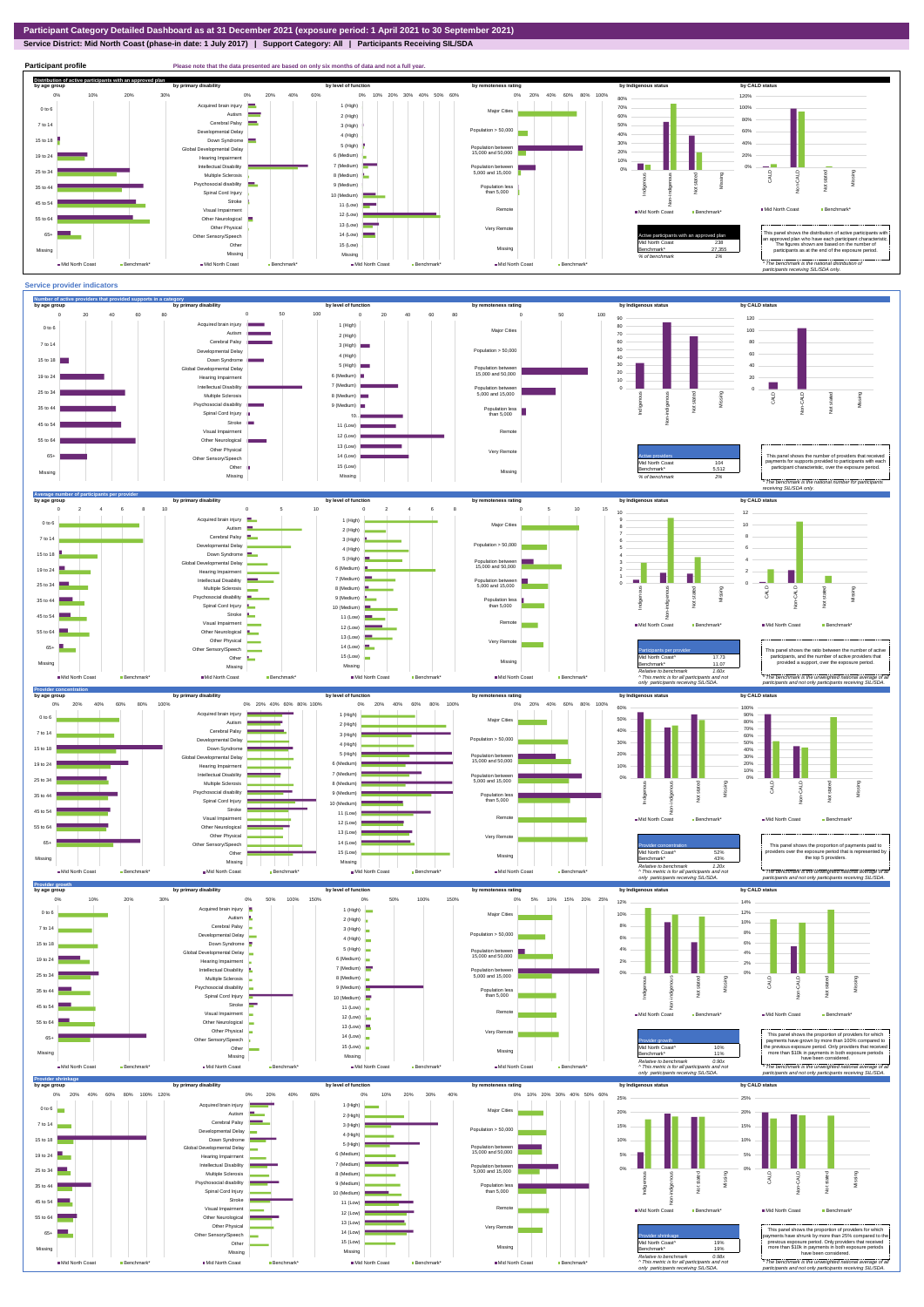# Participant Category Detailed Dashboard as at 31 December 2021 (exposure period: 1 April 2021 to 30 September 2021)

**Service District: Mid North Coast (phase-in date: 1 July 2017) | Support Category: All | Participants Receiving SIL/SDA**

## Participant profile

Please note that the data presented are based on only six months of data and not a full year.

### Distribution of active participants with an approved plan

| Active participants with an approved plan | |
|---|---|
| Mid North Coast | 238 |
| Benchmark* | 27,355 |
| % of benchmark | 1% |

This panel shows the distribution of active participants with an approved plan who have each participant characteristic. The figures shown are based on the number of participants as at the end of the exposure period.

\* The benchmark is the national distribution of participants receiving SIL/SDA only.

## Service provider indicators

### Number of active providers that provided supports in a category

| Active providers | |
|---|---|
| Mid North Coast | 104 |
| Benchmark* | 5,512 |
| % of benchmark | 2% |

This panel shows the number of providers that received payments for supports provided to participants with each participant characteristic, over the exposure period.

\* The benchmark is the national number for participants receiving SIL/SDA only.

### Average number of participants per provider

| Participants per provider | |
|---|---|
| Mid North Coast^ | 17.73 |
| Benchmark* | 11.07 |
| Relative to benchmark | 1.60x |

^ This metric is for all participants and not only participants receiving SIL/SDA.

This panel shows the ratio between the number of active participants, and the number of active providers that provided a support, over the exposure period.

\* The benchmark is the unweighted national average of all participants and not only participants receiving SIL/SDA.

### Provider concentration

| Provider concentration | |
|---|---|
| Mid North Coast^ | 52% |
| Benchmark* | 43% |
| Relative to benchmark | 1.20x |

^ This metric is for all participants and not only participants receiving SIL/SDA.

This panel shows the proportion of payments paid to providers over the exposure period that is represented by the top 5 providers.

\* The benchmark is the unweighted national average of all participants and not only participants receiving SIL/SDA.

### Provider growth

| Provider growth | |
|---|---|
| Mid North Coast^ | 10% |
| Benchmark* | 11% |
| Relative to benchmark | 0.98x |

^ This metric is for all participants and not only participants receiving SIL/SDA.

This panel shows the proportion of providers for which payments have grown by more than 100% compared to the previous exposure period. Only providers that received more than $10k in payments in both exposure periods have been considered.

\* The benchmark is the unweighted national average of all participants and not only participants receiving SIL/SDA.

### Provider shrinkage

| Provider shrinkage | |
|---|---|
| Mid North Coast^ | 19% |
| Benchmark* | 19% |
| Relative to benchmark | 0.98x |

^ This metric is for all participants and not only participants receiving SIL/SDA.

This panel shows the proportion of providers for which payments have shrunk by more than 25% compared to the previous exposure period. Only providers that received more than $10k in payments in both exposure periods have been considered.

\* The benchmark is the unweighted national average of all participants and not only participants receiving SIL/SDA.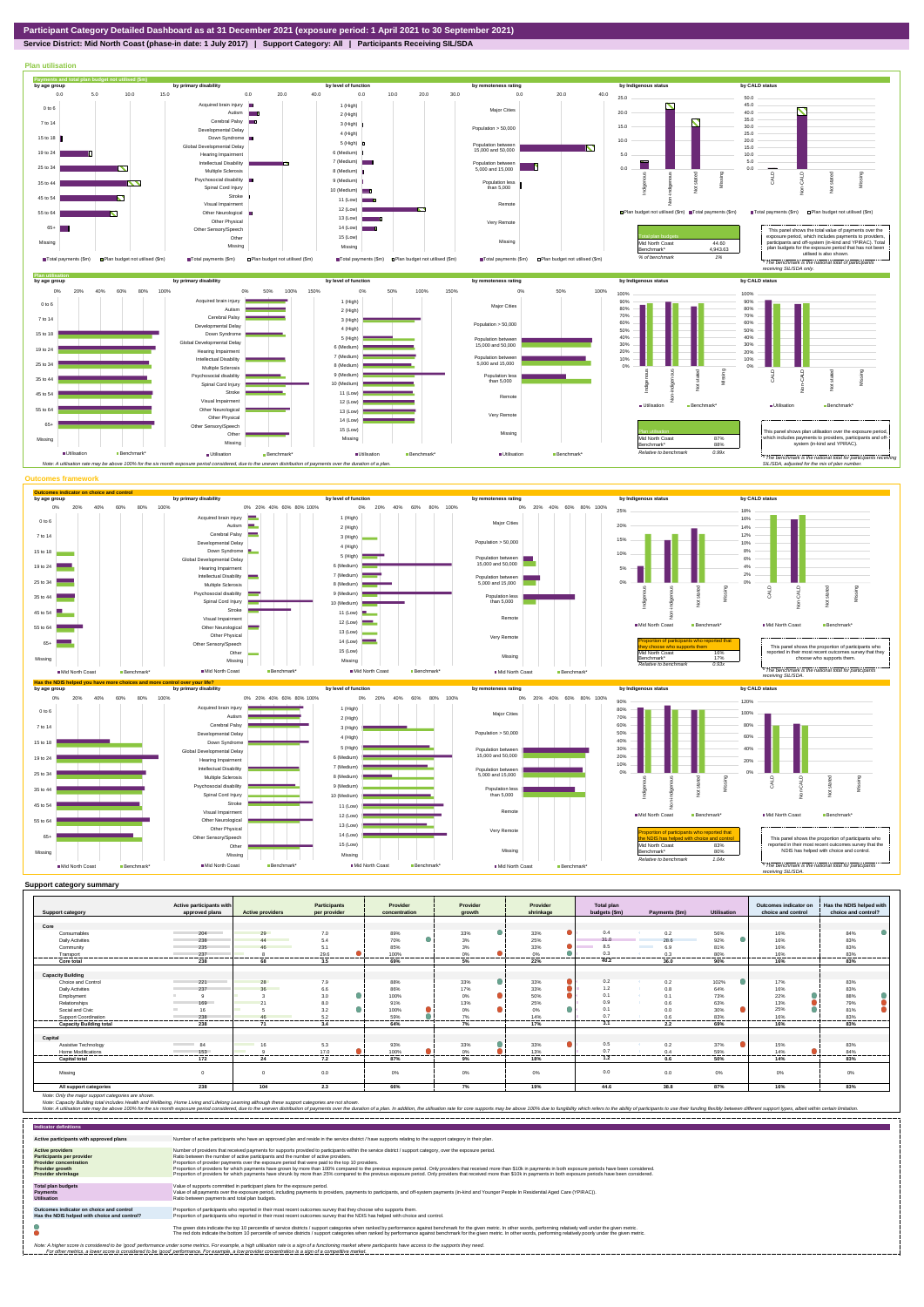**Participant Category Detailed Dashboard as at 31 December 2021 (exposure period: 1 April 2021 to 30 September 2021)**

**Service District: Mid North Coast (phase-in date: 1 July 2017) | Support Category: All | Participants Receiving SIL/SDA**

## Plan utilisation

| Total plan budgets | | |
|---|---|---|
| Mid North Coast | 44.60 | |
| Benchmark* | 4,943.63 | |
| % of benchmark | 1% | |

This panel shows the total value of payments over the exposure period, which includes payments to providers, participants and off-system (in-kind and YPIRAC). Total plan budgets for the exposure period that has not been utilised is also shown.

*The benchmark is the national total for participants receiving SIL/SDA only.

| Plan utilisation | |
|---|---|
| Mid North Coast | 87% |
| Benchmark* | 88% |
| Relative to benchmark | 0.99x |

This panel shows plan utilisation over the exposure period, which includes payments to providers, participants and off-system (in-kind and YPIRAC).

*The benchmark is the national total for participants receiving SIL/SDA, adjusted for the mix of plan number.

Note: A utilisation rate may be above 100% for the six month exposure period considered, due to the uneven distribution of payments over the duration of a plan.

## Outcomes framework

| Proportion of participants who reported that they choose who supports them | |
|---|---|
| Mid North Coast | 16% |
| Benchmark* | 17% |
| Relative to benchmark | 0.93x |

This panel shows the proportion of participants who reported in their most recent outcomes survey that they choose who supports them.

*The benchmark is the national total for participants receiving SIL/SDA.

| Proportion of participants who reported that the NDIS has helped with choice and control | |
|---|---|
| Mid North Coast | 83% |
| Benchmark* | 80% |
| Relative to benchmark | 1.04x |

This panel shows the proportion of participants who reported in their most recent outcomes survey that the NDIS has helped with choice and control.

*The benchmark is the national total for participants receiving SIL/SDA.

## Support category summary

| Support category | Active participants with approved plans | Active providers | Participants per provider | Provider concentration | Provider growth | Provider shrinkage | Total plan budgets ($m) | Payments ($m) | Utilisation | Outcomes indicator on choice and control | Has the NDIS helped with choice and control? |
|---|---|---|---|---|---|---|---|---|---|---|---|
| **Core** | | | | | | | | | | | |
| Consumables | 204 | 29 | 7.0 | 89% | 33% | 33% | 0.4 | 0.2 | 56% | 16% | 84% |
| Daily Activities | 238 | 44 | 5.4 | 70% | 3% | 25% | 31.0 | 28.6 | 92% | 16% | 83% |
| Community | 235 | 46 | 5.1 | 85% | 3% | 33% | 8.5 | 6.9 | 81% | 16% | 83% |
| Transport | 237 | 8 | 29.6 | 100% | 0% | 0% | 0.3 | 0.2 | 80% | 16% | 83% |
| **Core total** | **238** | **68** | **3.5** | **69%** | **5%** | **22%** | **40.2** | **36.0** | **90%** | **16%** | **83%** |
| **Capacity Building** | | | | | | | | | | | |
| Choice and Control | 221 | 28 | 7.9 | 88% | 33% | 33% | 0.2 | 0.2 | 102% | 17% | 83% |
| Daily Activities | 237 | 36 | 6.6 | 86% | 17% | 33% | 1.2 | 0.8 | 64% | 16% | 83% |
| Employment | 9 | 3 | 3.0 | 100% | 0% | 50% | 0.1 | 0.1 | 73% | 22% | 88% |
| Relationships | 169 | 21 | 8.0 | 91% | 13% | 25% | 0.9 | 0.6 | 63% | 13% | 79% |
| Social and Civic | 16 | 5 | 3.2 | 100% | 0% | 0% | 0.1 | 0.0 | 30% | 25% | 81% |
| Support Coordination | 239 | 46 | 5.2 | 59% | 7% | 14% | 0.7 | 0.6 | 83% | 16% | 83% |
| **Capacity Building total** | **238** | **71** | **3.4** | **64%** | **7%** | **17%** | **3.3** | **2.2** | **69%** | **16%** | **83%** |
| **Capital** | | | | | | | | | | | |
| Assistive Technology | 84 | 16 | 5.3 | 93% | 33% | 33% | 0.5 | 0.2 | 37% | 15% | 83% |
| Home Modifications | 153 | 9 | 17.0 | 100% | 0% | 13% | 0.7 | 0.4 | 59% | 14% | 84% |
| **Capital total** | **172** | **24** | **7.2** | **87%** | **9%** | **18%** | **1.2** | **0.6** | **50%** | **14%** | **83%** |
| Missing | 0 | 0 | 0.0 | 0% | 0% | 0% | 0.0 | 0.0 | 0% | 0% | 0% |
| **All support categories** | **238** | **104** | **2.3** | **66%** | **7%** | **19%** | **44.6** | **38.8** | **87%** | **16%** | **83%** |

Note: Only the major support categories are shown.

Note: Capacity Building total includes Health and Wellbeing, Home Living and Lifelong Learning although these support categories are not shown.

Note: A utilisation rate may be above 100% for the six month exposure period considered, due to the uneven distribution of payments over the duration of a plan. In addition, the utilisation rate for core supports may be above 100% due to fungibility which refers to the ability of participants to use their funding flexibly between different support types, albeit within certain limitation.

## Indicator definitions

| Indicator | Definition |
|---|---|
| **Active participants with approved plans** | Number of active participants who have an approved plan and reside in the service district / have supports relating to the support category in their plan. |
| **Active providers** | Number of providers that received payments for supports provided to participants within the service district / support category, over the exposure period. |
| **Participants per provider** | Ratio between the number of active participants and the number of active providers. |
| **Provider concentration** | Proportion of provider payments over the exposure period that were paid to the top 10 providers. |
| **Provider growth** | Proportion of providers for which payments have grown by more than 100% compared to the previous exposure period. Only providers that received more than $10k in payments in both exposure periods have been considered. |
| **Provider shrinkage** | Proportion of providers for which payments have shrunk by more than 25% compared to the previous exposure period. Only providers that received more than $10k in payments in both exposure periods have been considered. |
| **Total plan budgets** | Value of supports committed in participant plans for the exposure period. |
| **Payments** | Value of all payments over the exposure period, including payments to providers, payments to participants, and off-system payments (in-kind and Younger People In Residential Aged Care (YPIRAC)). |
| **Utilisation** | Ratio between payments and total plan budgets. |
| **Outcomes indicator on choice and control** | Proportion of participants who reported in their most recent outcomes survey that they choose who supports them. |
| **Has the NDIS helped with choice and control?** | Proportion of participants who reported in their most recent outcomes survey that the NDIS has helped with choice and control. |

The green dots indicate the top 10 percentile of service districts / support categories when ranked by performance against benchmark for the given metric. In other words, performing relatively well under the given metric.

The red dots indicate the bottom 10 percentile of service districts / support categories when ranked by performance against benchmark for the given metric. In other words, performing relatively poorly under the given metric.

Note: A higher score is considered to be 'good' performance under some metrics. For example, a high utilisation rate is a sign of a functioning market where participants have access to the supports they need.
For other metrics, a lower score is considered to be 'good' performance. For example, a low provider concentration is a sign of a competitive market.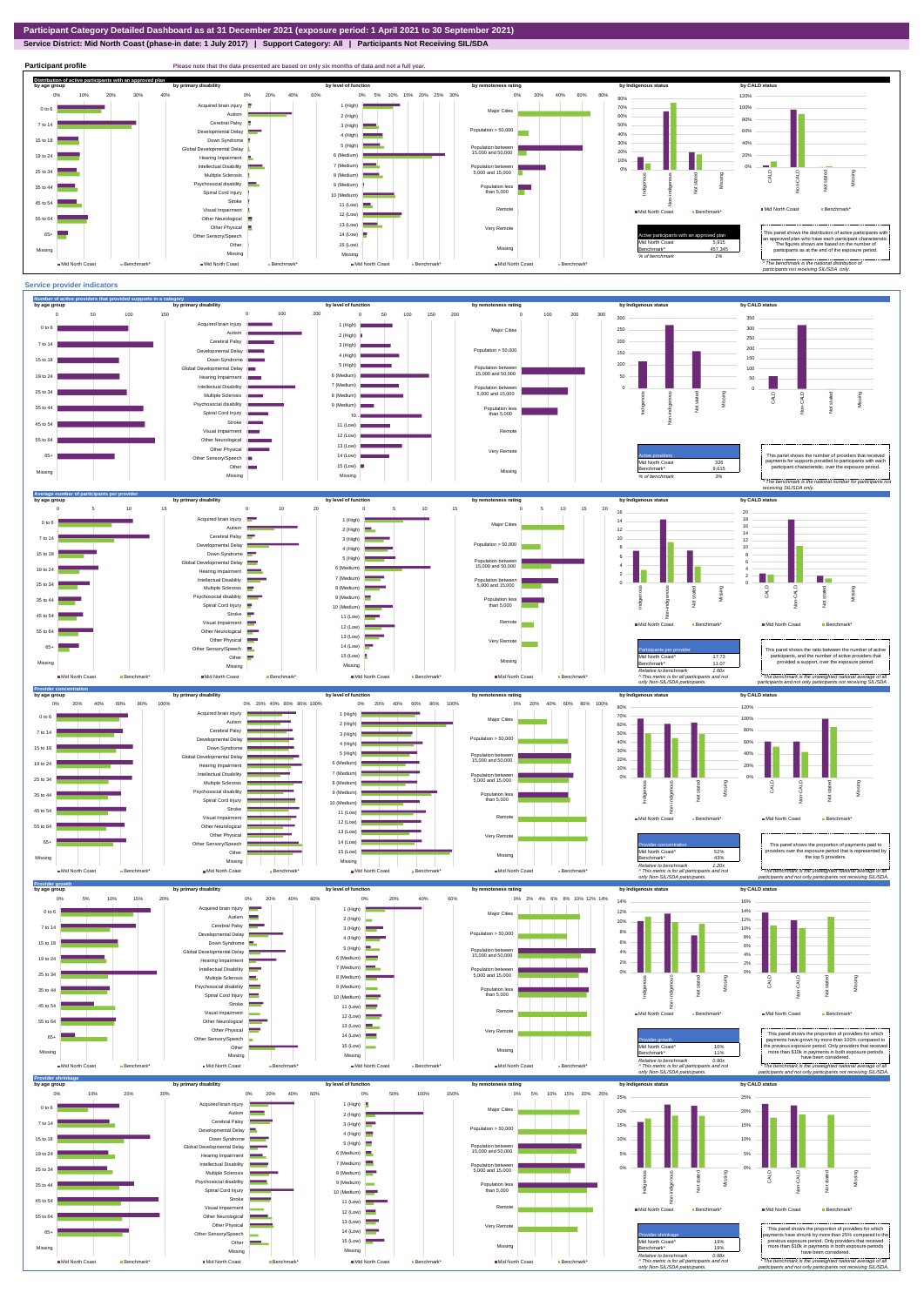# Participant Category Detailed Dashboard as at 31 December 2021 (exposure period: 1 April 2021 to 30 September 2021)

**Service District: Mid North Coast (phase-in date: 1 July 2017) | Support Category: All | Participants Not Receiving SIL/SDA**

## Participant profile

Please note that the data presented are based on only six months of data and not a full year.

### Distribution of active participants with an approved plan

| Active participants with an approved plan | |
|---|---|
| Mid North Coast | 5,915 |
| Benchmark* | 457,345 |
| % of benchmark | 1% |

This panel shows the distribution of active participants with an approved plan who have each participant characteristic. The figures shown are based on the number of participants as at the end of the exposure period.

* The benchmark is the national distribution of participants not receiving SIL/SDA only.

## Service provider indicators

### Number of active providers that provided supports in a category

| Active providers | |
|---|---|
| Mid North Coast | 326 |
| Benchmark* | 9,615 |
| % of benchmark | 3% |

This panel shows the number of providers that received payments for supports provided to participants with each participant characteristic, over the exposure period.

* The benchmark is the national number for participants not receiving SIL/SDA only.

### Average number of participants per provider

| Participants per provider | |
|---|---|
| Mid North Coast^ | 17.73 |
| Benchmark* | 11.07 |
| Relative to benchmark | 1.60x |

^ This metric is for all participants and not only Non-SIL/SDA participants.

This panel shows the ratio between the number of active participants, and the number of active providers that provided a support, over the exposure period.

* The benchmark is the unweighted national average of all participants and not only participants not receiving SIL/SDA.

### Provider concentration

| Provider concentration | |
|---|---|
| Mid North Coast^ | 52% |
| Benchmark* | 43% |
| Relative to benchmark | 1.20x |

^ This metric is for all participants and not only Non-SIL/SDA participants.

This panel shows the proportion of payments paid to providers over the exposure period that is represented by the top 5 providers.

* The benchmark is the unweighted national average of all participants and not only participants not receiving SIL/SDA.

### Provider growth

| Provider growth | |
|---|---|
| Mid North Coast^ | 10% |
| Benchmark* | 11% |
| Relative to benchmark | 0.90x |

^ This metric is for all participants and not only Non-SIL/SDA participants.

This panel shows the proportion of providers for which payments have grown by more than 100% compared to the previous exposure period. Only providers that received more than $10k in payments in both exposure periods have been considered.

* The benchmark is the unweighted national average of all participants and not only participants not receiving SIL/SDA.

### Provider shrinkage

| Provider shrinkage | |
|---|---|
| Mid North Coast^ | 19% |
| Benchmark* | 19% |
| Relative to benchmark | 0.98x |

^ This metric is for all participants and not only Non-SIL/SDA participants.

This panel shows the proportion of providers for which payments have shrunk by more than 25% compared to the previous exposure period. Only providers that received more than $10k in payments in both exposure periods have been considered.

* The benchmark is the unweighted national average of all participants and not only participants not receiving SIL/SDA.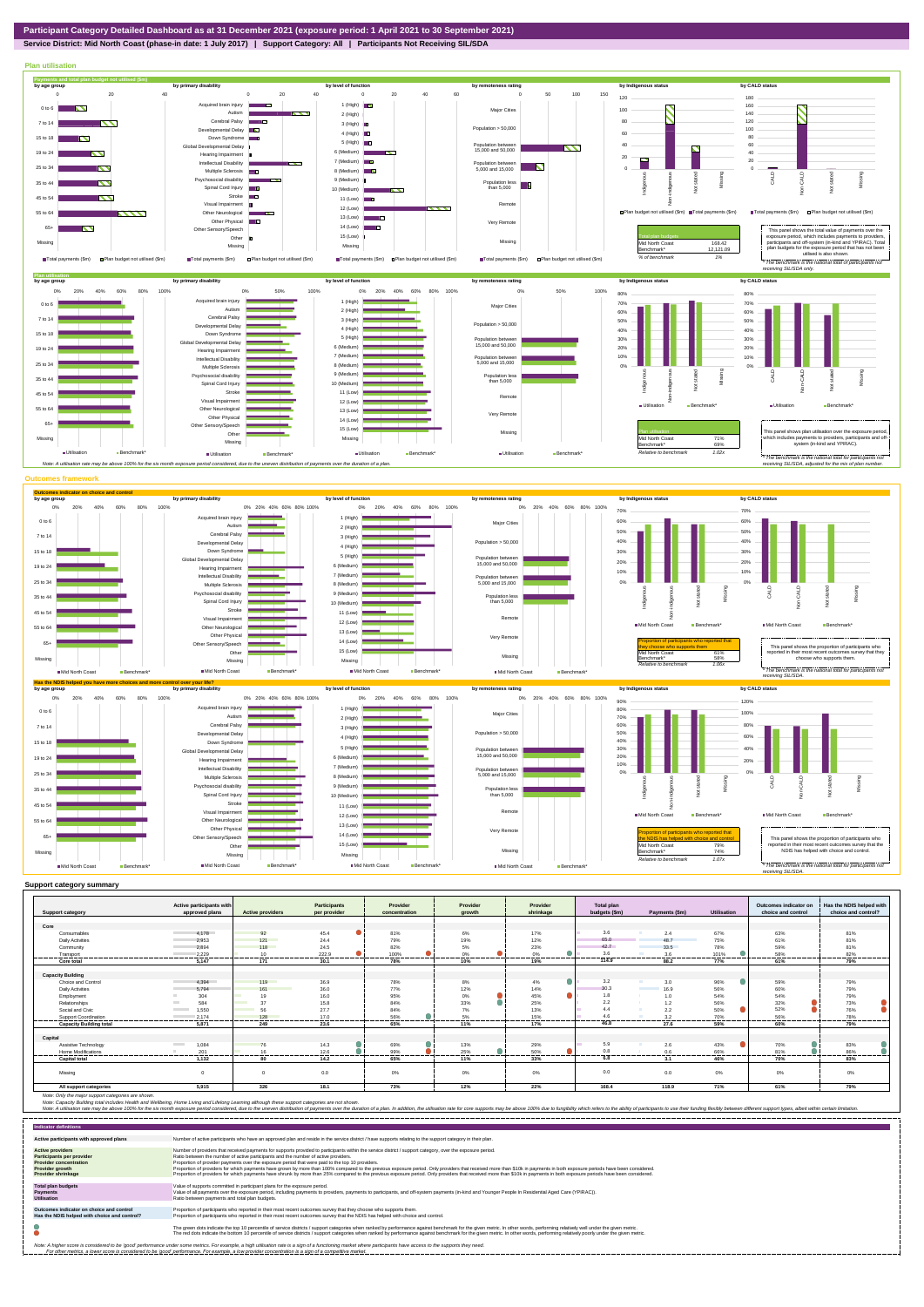# Participant Category Detailed Dashboard as at 31 December 2021 (exposure period: 1 April 2021 to 30 September 2021)

**Service District: Mid North Coast (phase-in date: 1 July 2017) | Support Category: All | Participants Not Receiving SIL/SDA**

## Plan utilisation

**Payments and total plan budget not utilised ($m)**

by age group | by primary disability | by level of function | by remoteness rating | by Indigenous status | by CALD status

Total payments ($m) | Plan budget not utilised ($m)

| Total plan budgets | |
|---|---|
| Mid North Coast | 168.42 |
| Benchmark* | 12,121.09 |
| % of benchmark | 1% |

This panel shows the total value of payments over the exposure period, which includes payments to providers, participants and off-system (in-kind and YPIRAC). Total plan budgets for the exposure period that has not been utilised is also shown.

*The benchmark is the national total for participants not receiving SIL/SDA only.

**Plan utilisation**

Utilisation | Benchmark*

| Plan utilisation | |
|---|---|
| Mid North Coast | 71% |
| Benchmark* | 69% |
| Relative to benchmark | 1.02x |

This panel shows plan utilisation over the exposure period, which includes payments to providers, participants and off-system (in-kind and YPIRAC).

*The benchmark is the national total for participants not receiving SIL/SDA, adjusted for the mix of plan number.

Note: A utilisation rate may be above 100% for the six month exposure period considered, due to the uneven distribution of payments over the duration of a plan.

## Outcomes framework

**Outcomes indicator on choice and control**

Mid North Coast | Benchmark*

| Proportion of participants who reported that they choose who supports them | |
|---|---|
| Mid North Coast | 61% |
| Benchmark* | 58% |
| Relative to benchmark | 1.06x |

This panel shows the proportion of participants who reported in their most recent outcomes survey that they choose who supports them.

*The benchmark is the national total for participants not receiving SIL/SDA.

**Has the NDIS helped you have more choices and more control over your life?**

| Proportion of participants who reported that the NDIS has helped with choice and control | |
|---|---|
| Mid North Coast | 79% |
| Benchmark* | 74% |
| Relative to benchmark | 1.07x |

This panel shows the proportion of participants who reported in their most recent outcomes survey that the NDIS has helped with choice and control.

*The benchmark is the national total for participants not receiving SIL/SDA.

## Support category summary

| Support category | Active participants with approved plans | Active providers | Participants per provider | Provider concentration | Provider growth | Provider shrinkage | Total plan budgets ($m) | Payments ($m) | Utilisation | Outcomes indicator on choice and control | Has the NDIS helped with choice and control? |
|---|---|---|---|---|---|---|---|---|---|---|---|
| **Core** | | | | | | | | | | | |
| Consumables | 4,178 | 92 | 45.4 | 81% | 6% | 17% | 3.6 | 2.4 | 67% | 63% | 81% |
| Daily Activities | 2,953 | 121 | 24.4 | 79% | 19% | 12% | 65.0 | 48.7 | 75% | 61% | 81% |
| Community | 2,894 | 118 | 24.5 | 82% | 5% | 23% | 42.7 | 33.5 | 78% | 59% | 81% |
| Transport | 2,229 | 10 | 222.9 | 100% | 0% | 0% | 3.6 | 3.6 | 101% | 58% | 82% |
| **Core total** | **5,147** | **171** | **30.1** | **76%** | **10%** | **19%** | **114.8** | **88.2** | **77%** | **61%** | **79%** |
| **Capacity Building** | | | | | | | | | | | |
| Choice and Control | 4,394 | 119 | 36.9 | 78% | 8% | 4% | 3.2 | 3.0 | 96% | 59% | 79% |
| Daily Activities | 5,794 | 161 | 36.0 | 77% | 12% | 14% | 30.3 | 16.9 | 56% | 60% | 79% |
| Employment | 304 | 19 | 16.0 | 95% | 0% | 45% | 1.8 | 1.0 | 54% | 54% | 79% |
| Relationships | 584 | 37 | 15.8 | 84% | 33% | 25% | 2.2 | 1.2 | 54% | 32% | 73% |
| Social and Civic | 1,550 | 56 | 27.7 | 84% | 7% | 13% | 4.4 | 2.2 | 50% | 52% | 76% |
| Support Coordination | 2,174 | 128 | 17.0 | 58% | 5% | 15% | 4.6 | 3.2 | 70% | 56% | 78% |
| **Capacity Building total** | **5,871** | **249** | **23.6** | **65%** | **11%** | **17%** | **46.8** | **27.6** | **59%** | **60%** | **79%** |
| **Capital** | | | | | | | | | | | |
| Assistive Technology | 1,084 | 76 | 14.3 | 69% | 13% | 29% | 5.9 | 2.6 | 43% | 70% | 83% |
| Home Modifications | 201 | 16 | 12.6 | 99% | 25% | 50% | 0.8 | 0.6 | 66% | 81% | 86% |
| **Capital total** | **1,132** | **80** | **14.2** | **65%** | **11%** | **33%** | **6.8** | **3.1** | **46%** | **70%** | **83%** |
| Missing | 0 | 0 | 0.0 | 0% | 0% | 0% | 0.0 | 0.0 | 0% | 0% | 0% |
| **All support categories** | **5,915** | **326** | **18.1** | **73%** | **12%** | **22%** | **168.4** | **118.9** | **71%** | **61%** | **79%** |

Note: Only the major support categories are shown.

Note: Capacity Building total includes Health and Wellbeing, Home Living and Lifelong Learning although these support categories are not shown.

Note: A utilisation rate may be above 100% for the six month exposure period considered, due to the uneven distribution of payments over the duration of a plan. In addition, the utilisation rate for core supports may be above 100% due to fungibility which refers to the ability of participants to use their funding flexibly between different support types, albeit within certain limitation.

## Indicator definitions

| | |
|---|---|
| **Active participants with approved plans** | Number of active participants who have an approved plan and reside in the service district / have supports relating to the support category in their plan. |
| **Active providers** | Number of providers that received payments for supports provided to participants within the service district / support category, over the exposure period. |
| **Participants per provider** | Ratio between the number of active participants and the number of active providers. |
| **Provider concentration** | Proportion of provider payments over the exposure period that were paid to the top 10 providers. |
| **Provider growth** | Proportion of providers for which payments have grown by more than 100% compared to the previous exposure period. Only providers that received more than $10k in payments in both exposure periods have been considered. |
| **Provider shrinkage** | Proportion of providers for which payments have shrunk by more than 25% compared to the previous exposure period. Only providers that received more than $10k in payments in both exposure periods have been considered. |
| **Total plan budgets** | Value of supports committed in participant plans for the exposure period. |
| **Payments** | Value of all payments over the exposure period, including payments to providers, payments to participants, and off-system payments (in-kind and Younger People In Residential Aged Care (YPIRAC)). |
| **Utilisation** | Ratio between payments and total plan budgets. |
| **Outcomes indicator on choice and control** | Proportion of participants who reported in their most recent outcomes survey that they choose who supports them. |
| **Has the NDIS helped with choice and control?** | Proportion of participants who reported in their most recent outcomes survey that the NDIS has helped with choice and control. |
| (green dot) | The green dots indicate the top 10 percentile of service districts / support categories when ranked by performance against benchmark for the given metric. In other words, performing relatively well under the given metric. |
| (red dot) | The red dots indicate the bottom 10 percentile of service districts / support categories when ranked by performance against benchmark for the given metric. In other words, performing relatively poorly under the given metric. |

Note: A higher score is considered to be 'good' performance under some metrics. For example, a high utilisation rate is a sign of a functioning market where participants have access to the supports they need.
For other metrics, a lower score is considered to be 'good' performance. For example, a low provider concentration is a sign of a competitive market.